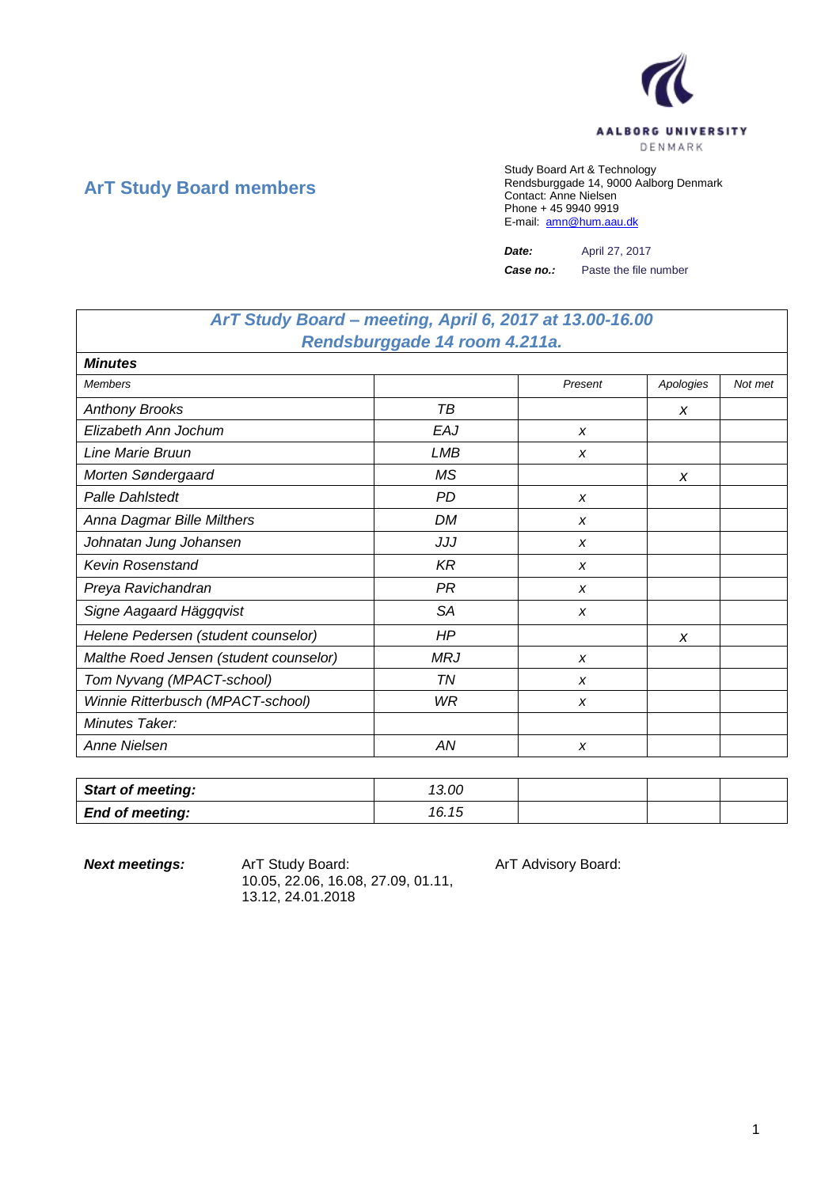AALBORG UNIVERSITY
DENMARK

## ArT Study Board members

Study Board Art & Technology
Rendsburggade 14, 9000 Aalborg Denmark
Contact: Anne Nielsen
Phone + 45 9940 9919
E-mail: amn@hum.aau.dk

***Date:*** April 27, 2017

***Case no.:*** Paste the file number

| *ArT Study Board – meeting, April 6, 2017 at 13.00-16.00 Rendsburggade 14 room 4.211a.* | | | | |
|---|---|---|---|---|
| ***Minutes*** | | | | |
| *Members* | | *Present* | *Apologies* | *Not met* |
| *Anthony Brooks* | *TB* | | *x* | |
| *Elizabeth Ann Jochum* | *EAJ* | *x* | | |
| *Line Marie Bruun* | *LMB* | *x* | | |
| *Morten Søndergaard* | *MS* | | *x* | |
| *Palle Dahlstedt* | *PD* | *x* | | |
| *Anna Dagmar Bille Milthers* | *DM* | *x* | | |
| *Johnatan Jung Johansen* | *JJJ* | *x* | | |
| *Kevin Rosenstand* | *KR* | *x* | | |
| *Preya Ravichandran* | *PR* | *x* | | |
| *Signe Aagaard Häggqvist* | *SA* | *x* | | |
| *Helene Pedersen (student counselor)* | *HP* | | *x* | |
| *Malthe Roed Jensen (student counselor)* | *MRJ* | *x* | | |
| *Tom Nyvang (MPACT-school)* | *TN* | *x* | | |
| *Winnie Ritterbusch (MPACT-school)* | *WR* | *x* | | |
| *Minutes Taker:* | | | | |
| *Anne Nielsen* | *AN* | *x* | | |

| | | | | |
|---|---|---|---|---|
| ***Start of meeting:*** | *13.00* | | | |
| ***End of meeting:*** | *16.15* | | | |

***Next meetings:***

ArT Study Board:
10.05, 22.06, 16.08, 27.09, 01.11, 13.12, 24.01.2018

ArT Advisory Board: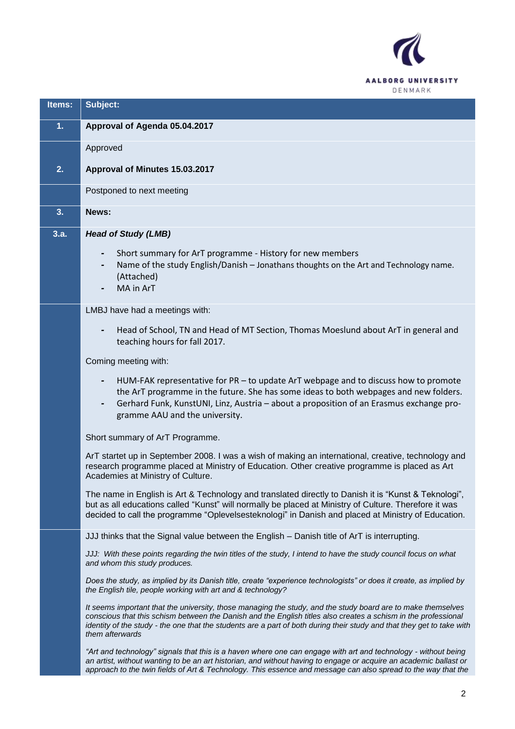| Items: | Subject: |
|---|---|
| **1.** | **Approval of Agenda 05.04.2017** |
| | Approved |
| **2.** | **Approval of Minutes 15.03.2017** |
| | Postponed to next meeting |
| **3.** | **News:** |
| **3.a.** | ***Head of Study (LMB)*** <br> - Short summary for ArT programme - History for new members <br> - Name of the study English/Danish – Jonathans thoughts on the Art and Technology name. (Attached) <br> - MA in ArT |
| | LMBJ have had a meetings with: <br> - Head of School, TN and Head of MT Section, Thomas Moeslund about ArT in general and teaching hours for fall 2017. <br> Coming meeting with: <br> - HUM-FAK representative for PR – to update ArT webpage and to discuss how to promote the ArT programme in the future. She has some ideas to both webpages and new folders. <br> - Gerhard Funk, KunstUNI, Linz, Austria – about a proposition of an Erasmus exchange programme AAU and the university. <br> Short summary of ArT Programme. <br> ArT startet up in September 2008. I was a wish of making an international, creative, technology and research programme placed at Ministry of Education. Other creative programme is placed as Art Academies at Ministry of Culture. <br> The name in English is Art & Technology and translated directly to Danish it is "Kunst & Teknologi", but as all educations called "Kunst" will normally be placed at Ministry of Culture. Therefore it was decided to call the programme "Oplevelsesteknologi" in Danish and placed at Ministry of Education. |
| | JJJ thinks that the Signal value between the English – Danish title of ArT is interrupting. <br> *JJJ: With these points regarding the twin titles of the study, I intend to have the study council focus on what and whom this study produces.* <br> *Does the study, as implied by its Danish title, create "experience technologists" or does it create, as implied by the English tile, people working with art and & technology?* <br> *It seems important that the university, those managing the study, and the study board are to make themselves conscious that this schism between the Danish and the English titles also creates a schism in the professional identity of the study - the one that the students are a part of both during their study and that they get to take with them afterwards* <br> *"Art and technology" signals that this is a haven where one can engage with art and technology - without being an artist, without wanting to be an art historian, and without having to engage or acquire an academic ballast or approach to the twin fields of Art & Technology. This essence and message can also spread to the way that the* |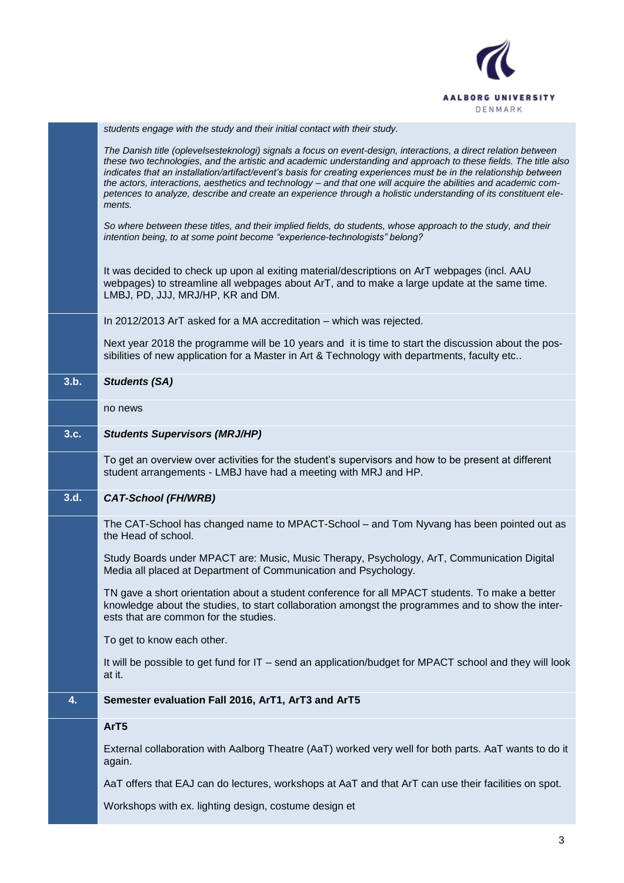*students engage with the study and their initial contact with their study.*

*The Danish title (oplevelsesteknologi) signals a focus on event-design, interactions, a direct relation between these two technologies, and the artistic and academic understanding and approach to these fields. The title also indicates that an installation/artifact/event's basis for creating experiences must be in the relationship between the actors, interactions, aesthetics and technology – and that one will acquire the abilities and academic competences to analyze, describe and create an experience through a holistic understanding of its constituent elements.*

*So where between these titles, and their implied fields, do students, whose approach to the study, and their intention being, to at some point become "experience-technologists" belong?*

It was decided to check up upon al exiting material/descriptions on ArT webpages (incl. AAU webpages) to streamline all webpages about ArT, and to make a large update at the same time. LMBJ, PD, JJJ, MRJ/HP, KR and DM.

In 2012/2013 ArT asked for a MA accreditation – which was rejected.

Next year 2018 the programme will be 10 years and it is time to start the discussion about the possibilities of new application for a Master in Art & Technology with departments, faculty etc..

**3.b.** ***Students (SA)***

no news

**3.c.** ***Students Supervisors (MRJ/HP)***

To get an overview over activities for the student's supervisors and how to be present at different student arrangements - LMBJ have had a meeting with MRJ and HP.

**3.d.** ***CAT-School (FH/WRB)***

The CAT-School has changed name to MPACT-School – and Tom Nyvang has been pointed out as the Head of school.

Study Boards under MPACT are: Music, Music Therapy, Psychology, ArT, Communication Digital Media all placed at Department of Communication and Psychology.

TN gave a short orientation about a student conference for all MPACT students. To make a better knowledge about the studies, to start collaboration amongst the programmes and to show the interests that are common for the studies.

To get to know each other.

It will be possible to get fund for IT – send an application/budget for MPACT school and they will look at it.

**4.** **Semester evaluation Fall 2016, ArT1, ArT3 and ArT5**

**ArT5**

External collaboration with Aalborg Theatre (AaT) worked very well for both parts. AaT wants to do it again.

AaT offers that EAJ can do lectures, workshops at AaT and that ArT can use their facilities on spot.

Workshops with ex. lighting design, costume design et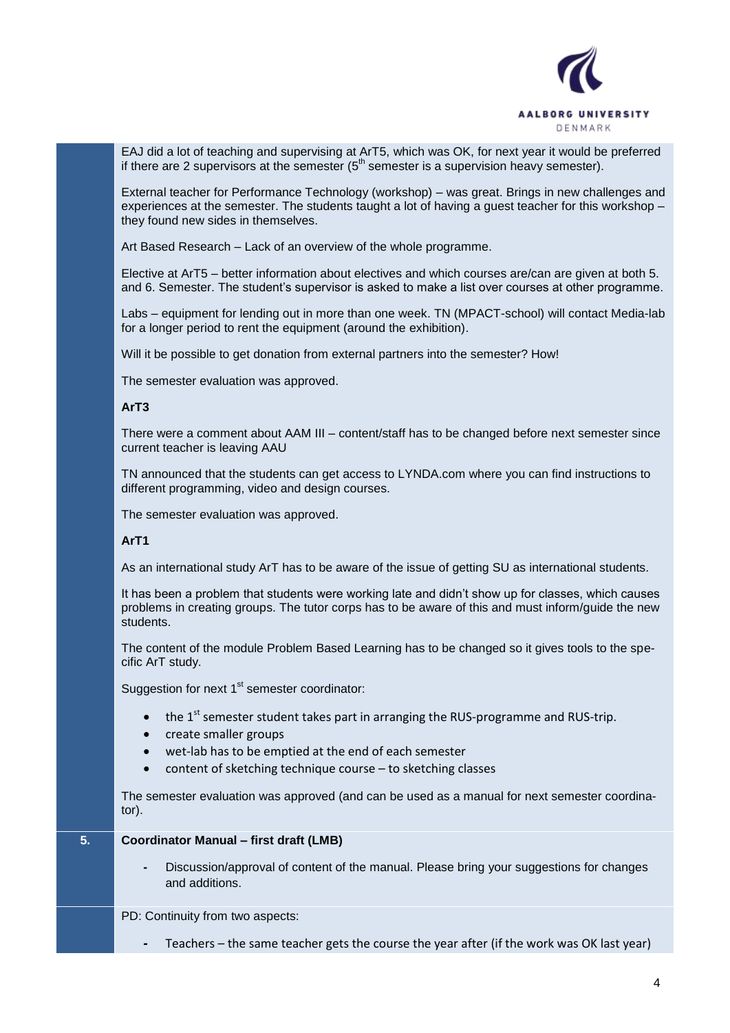EAJ did a lot of teaching and supervising at ArT5, which was OK, for next year it would be preferred if there are 2 supervisors at the semester (5th semester is a supervision heavy semester).

External teacher for Performance Technology (workshop) – was great. Brings in new challenges and experiences at the semester. The students taught a lot of having a guest teacher for this workshop – they found new sides in themselves.

Art Based Research – Lack of an overview of the whole programme.

Elective at ArT5 – better information about electives and which courses are/can are given at both 5. and 6. Semester. The student's supervisor is asked to make a list over courses at other programme.

Labs – equipment for lending out in more than one week. TN (MPACT-school) will contact Media-lab for a longer period to rent the equipment (around the exhibition).

Will it be possible to get donation from external partners into the semester? How!

The semester evaluation was approved.

**ArT3**

There were a comment about AAM III – content/staff has to be changed before next semester since current teacher is leaving AAU

TN announced that the students can get access to LYNDA.com where you can find instructions to different programming, video and design courses.

The semester evaluation was approved.

**ArT1**

As an international study ArT has to be aware of the issue of getting SU as international students.

It has been a problem that students were working late and didn't show up for classes, which causes problems in creating groups. The tutor corps has to be aware of this and must inform/guide the new students.

The content of the module Problem Based Learning has to be changed so it gives tools to the specific ArT study.

Suggestion for next 1st semester coordinator:

- the 1st semester student takes part in arranging the RUS-programme and RUS-trip.
- create smaller groups
- wet-lab has to be emptied at the end of each semester
- content of sketching technique course – to sketching classes

The semester evaluation was approved (and can be used as a manual for next semester coordinator).

**5. Coordinator Manual – first draft (LMB)**

- Discussion/approval of content of the manual. Please bring your suggestions for changes and additions.

PD: Continuity from two aspects:

- Teachers – the same teacher gets the course the year after (if the work was OK last year)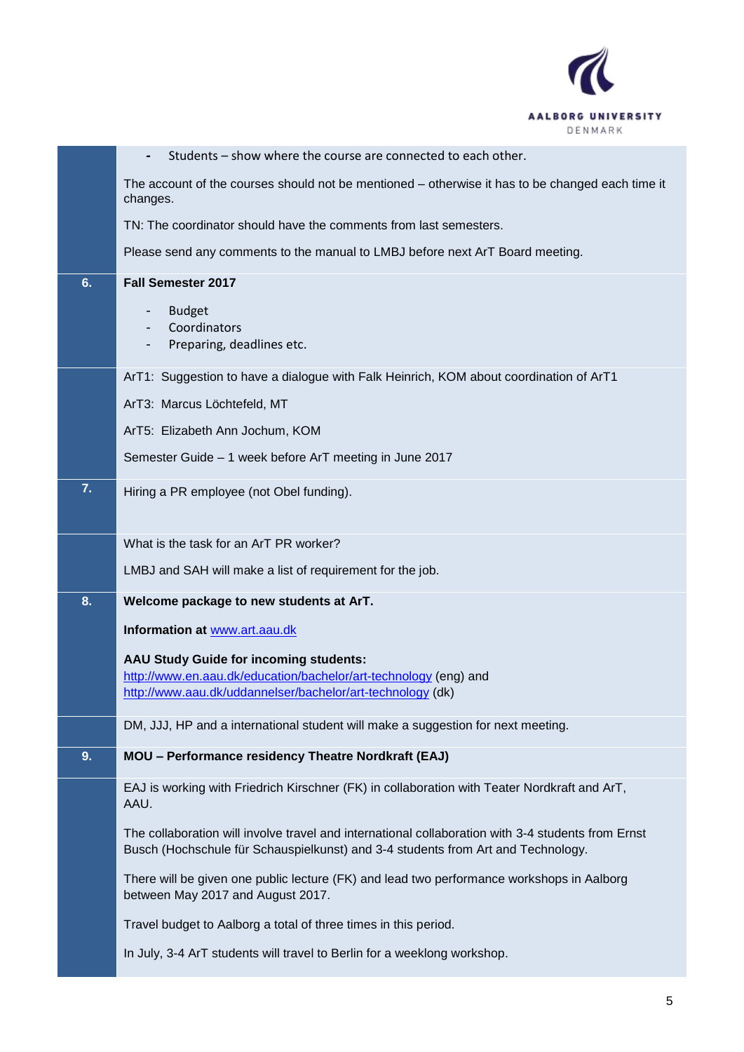| | |
|---|---|
| | - Students – show where the course are connected to each other.<br><br>The account of the courses should not be mentioned – otherwise it has to be changed each time it changes.<br><br>TN: The coordinator should have the comments from last semesters.<br><br>Please send any comments to the manual to LMBJ before next ArT Board meeting. |
| **6.** | **Fall Semester 2017**<br><br>- Budget<br>- Coordinators<br>- Preparing, deadlines etc. |
| | ArT1: Suggestion to have a dialogue with Falk Heinrich, KOM about coordination of ArT1<br><br>ArT3: Marcus Löchtefeld, MT<br><br>ArT5: Elizabeth Ann Jochum, KOM<br><br>Semester Guide – 1 week before ArT meeting in June 2017 |
| **7.** | Hiring a PR employee (not Obel funding). |
| | What is the task for an ArT PR worker?<br><br>LMBJ and SAH will make a list of requirement for the job. |
| **8.** | **Welcome package to new students at ArT.**<br><br>**Information at** www.art.aau.dk<br><br>**AAU Study Guide for incoming students:**<br>http://www.en.aau.dk/education/bachelor/art-technology (eng) and<br>http://www.aau.dk/uddannelser/bachelor/art-technology (dk) |
| | DM, JJJ, HP and a international student will make a suggestion for next meeting. |
| **9.** | **MOU – Performance residency Theatre Nordkraft (EAJ)** |
| | EAJ is working with Friedrich Kirschner (FK) in collaboration with Teater Nordkraft and ArT, AAU.<br><br>The collaboration will involve travel and international collaboration with 3-4 students from Ernst Busch (Hochschule für Schauspielkunst) and 3-4 students from Art and Technology.<br><br>There will be given one public lecture (FK) and lead two performance workshops in Aalborg between May 2017 and August 2017.<br><br>Travel budget to Aalborg a total of three times in this period.<br><br>In July, 3-4 ArT students will travel to Berlin for a weeklong workshop. |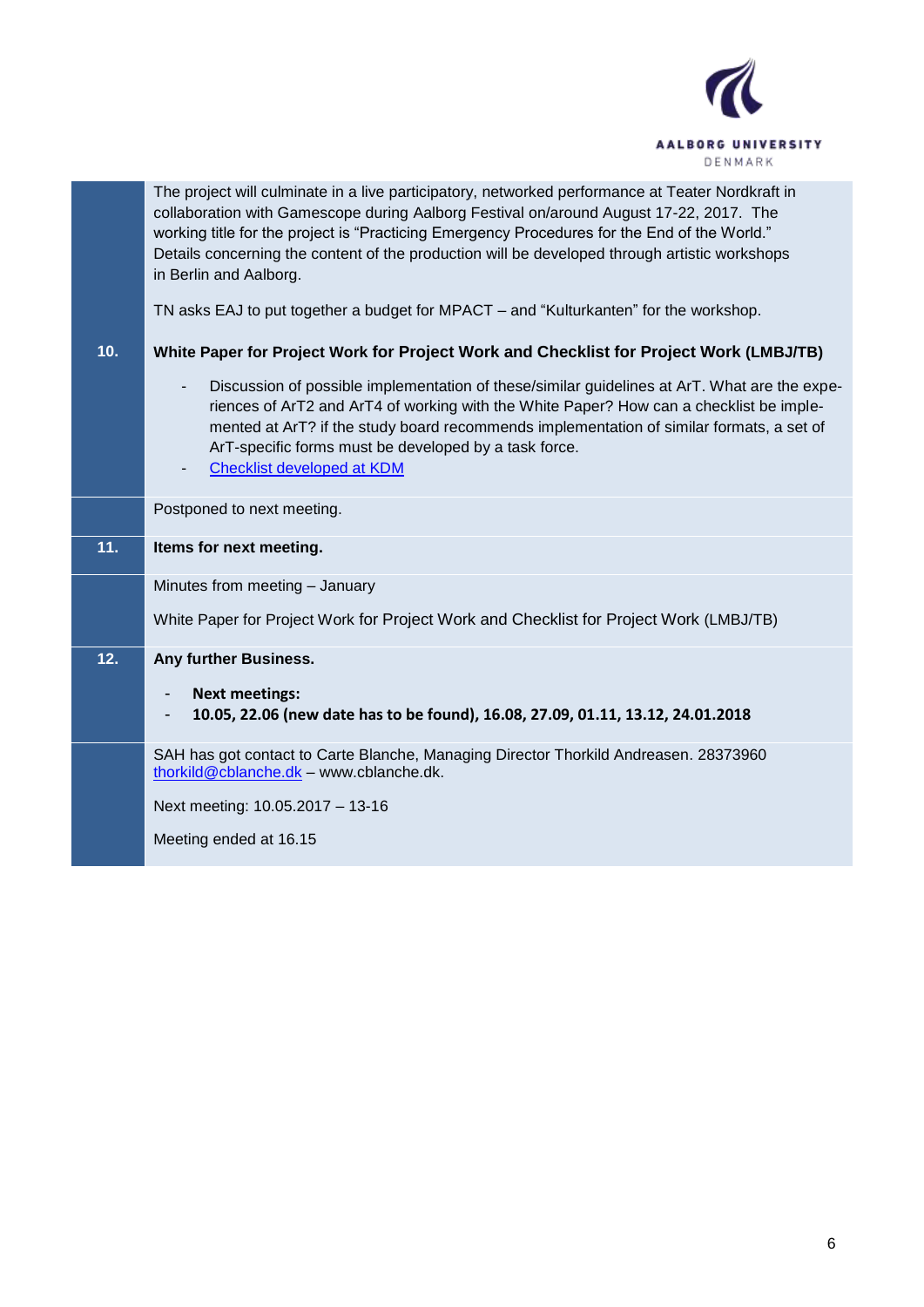The project will culminate in a live participatory, networked performance at Teater Nordkraft in collaboration with Gamescope during Aalborg Festival on/around August 17-22, 2017. The working title for the project is "Practicing Emergency Procedures for the End of the World." Details concerning the content of the production will be developed through artistic workshops in Berlin and Aalborg.

TN asks EAJ to put together a budget for MPACT – and "Kulturkanten" for the workshop.

**10. White Paper for Project Work for Project Work and Checklist for Project Work (LMBJ/TB)**

- Discussion of possible implementation of these/similar guidelines at ArT. What are the experiences of ArT2 and ArT4 of working with the White Paper? How can a checklist be implemented at ArT? if the study board recommends implementation of similar formats, a set of ArT-specific forms must be developed by a task force.
- Checklist developed at KDM

Postponed to next meeting.

**11. Items for next meeting.**

Minutes from meeting – January

White Paper for Project Work for Project Work and Checklist for Project Work (LMBJ/TB)

**12. Any further Business.**

- **Next meetings:**
- **10.05, 22.06 (new date has to be found), 16.08, 27.09, 01.11, 13.12, 24.01.2018**

SAH has got contact to Carte Blanche, Managing Director Thorkild Andreasen. 28373960 thorkild@cblanche.dk – www.cblanche.dk.

Next meeting: 10.05.2017 – 13-16

Meeting ended at 16.15